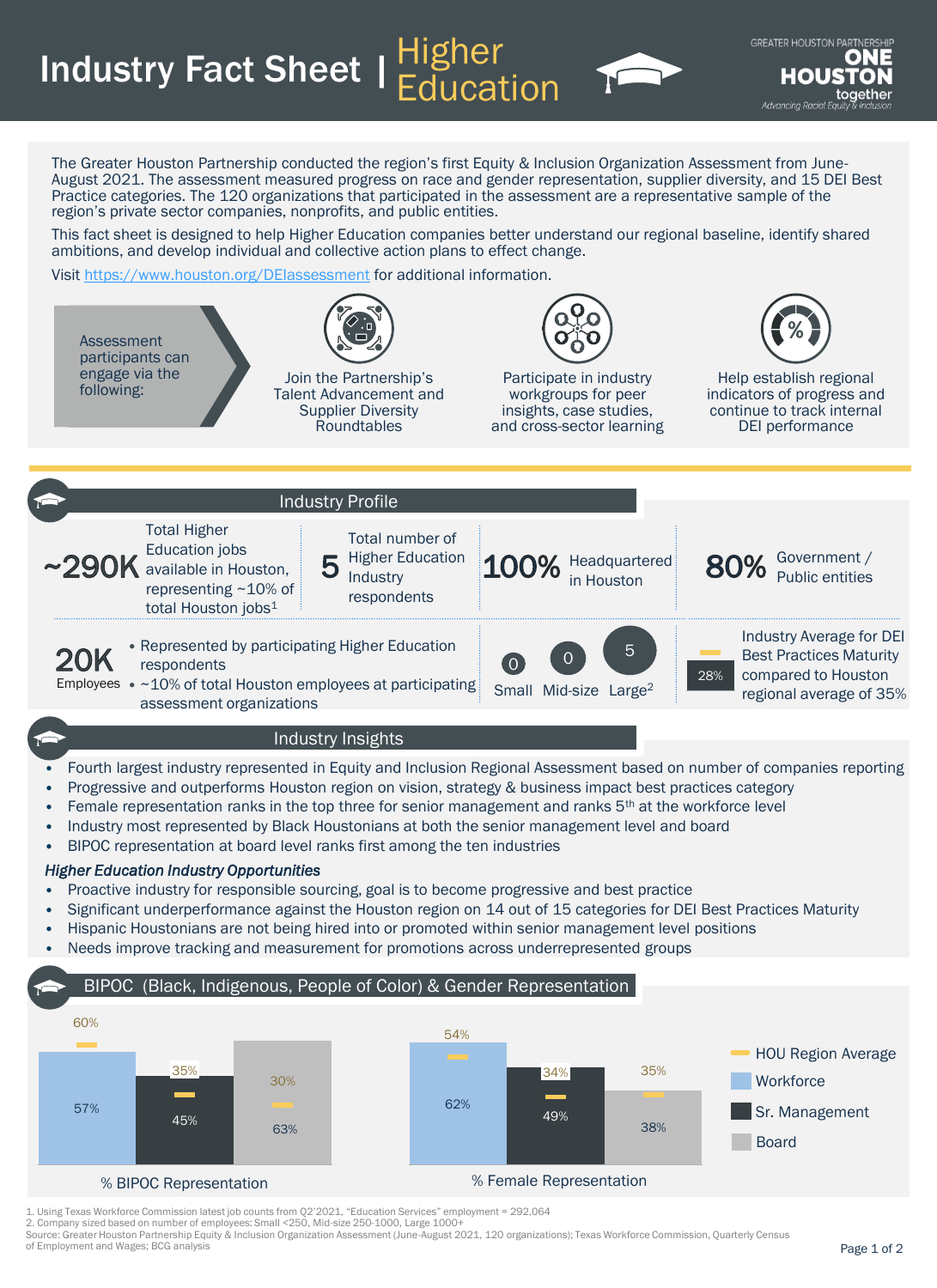# Industry Fact Sheet | Higher Education

GREATER HOUSTON PARTNERSHIP ONE HOUSTON together — Advancing Racial Equity & Inclusion

The Greater Houston Partnership conducted the region's first Equity & Inclusion Organization Assessment from June-August 2021. The assessment measured progress on race and gender representation, supplier diversity, and 15 DEI Best Practice categories. The 120 organizations that participated in the assessment are a representative sample of the region's private sector companies, nonprofits, and public entities.

This fact sheet is designed to help Higher Education companies better understand our regional baseline, identify shared ambitions, and develop individual and collective action plans to effect change.

Visit https://www.houston.org/DEIassessment for additional information.

Assessment participants can engage via the following:

- Join the Partnership's Talent Advancement and Supplier Diversity Roundtables
- Participate in industry workgroups for peer insights, case studies, and cross-sector learning
- Help establish regional indicators of progress and continue to track internal DEI performance

## Industry Profile

- **~290K** Total Higher Education jobs available in Houston, representing ~10% of total Houston jobs[1]
- **5** Total number of Higher Education Industry respondents
- **100%** Headquartered in Houston
- **80%** Government / Public entities
- **20K** Employees
  - Represented by participating Higher Education respondents
  - ~10% of total Houston employees at participating assessment organizations
- Company size: 0 Small, 0 Mid-size, 5 Large[2]
- **28%** Industry Average for DEI Best Practices Maturity compared to Houston regional average of 35%

## Industry Insights

- Fourth largest industry represented in Equity and Inclusion Regional Assessment based on number of companies reporting
- Progressive and outperforms Houston region on vision, strategy & business impact best practices category
- Female representation ranks in the top three for senior management and ranks 5th at the workforce level
- Industry most represented by Black Houstonians at both the senior management level and board
- BIPOC representation at board level ranks first among the ten industries

***Higher Education Industry Opportunities***

- Proactive industry for responsible sourcing, goal is to become progressive and best practice
- Significant underperformance against the Houston region on 14 out of 15 categories for DEI Best Practices Maturity
- Hispanic Houstonians are not being hired into or promoted within senior management level positions
- Needs improve tracking and measurement for promotions across underrepresented groups

## BIPOC (Black, Indigenous, People of Color) & Gender Representation

| | Workforce | Sr. Management | Board |
|---|---|---|---|
| % BIPOC Representation | 57% | 45% | 63% |
| HOU Region Average (BIPOC) | 60% | 35% | 30% |
| % Female Representation | 62% | 49% | 38% |
| HOU Region Average (Female) | 54% | 34% | 35% |

1. Using Texas Workforce Commission latest job counts from Q2'2021, "Education Services" employment = 292,064
2. Company sized based on number of employees: Small <250, Mid-size 250-1000, Large 1000+

Source: Greater Houston Partnership Equity & Inclusion Organization Assessment (June-August 2021, 120 organizations); Texas Workforce Commission, Quarterly Census of Employment and Wages; BCG analysis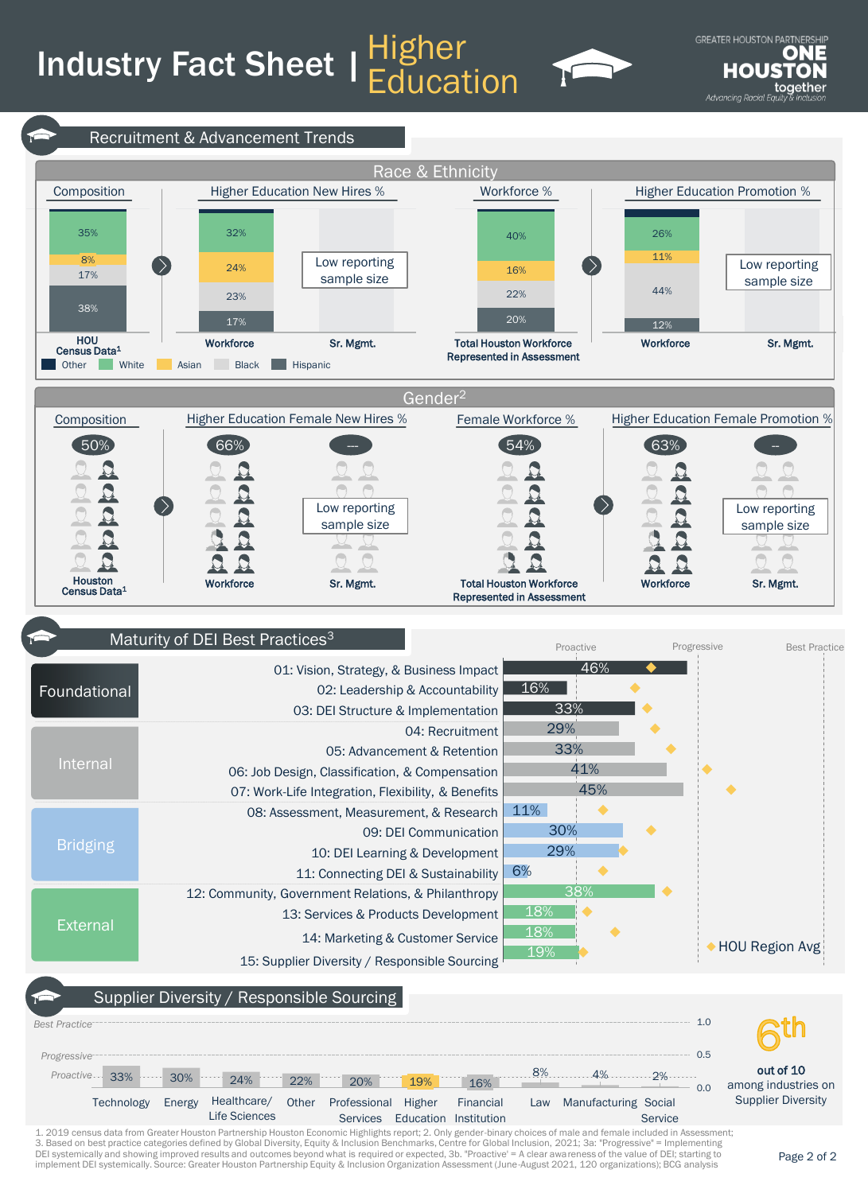# Industry Fact Sheet | Higher Education

GREATER HOUSTON PARTNERSHIP
ONE HOUSTON together
Advancing Racial Equity & Inclusion

## Recruitment & Advancement Trends

### Race & Ethnicity

Composition

35%
8%
17%
38%

HOU Census Data[1]

Higher Education New Hires %

32%
24%
23%
17%

Workforce

Low reporting sample size

Sr. Mgmt.

Workforce %

40%
16%
22%
20%

Total Houston Workforce Represented in Assessment

Higher Education Promotion %

26%
11%
44%
12%

Workforce

Low reporting sample size

Sr. Mgmt.

Other | White | Asian | Black | Hispanic

### Gender[2]

Composition

50%

Houston Census Data[1]

Higher Education Female New Hires %

66%

Workforce

---

Low reporting sample size

Sr. Mgmt.

Female Workforce %

54%

Total Houston Workforce Represented in Assessment

Higher Education Female Promotion %

63%

Workforce

--

Low reporting sample size

Sr. Mgmt.

## Maturity of DEI Best Practices[3]

Proactive | Progressive | Best Practice

Foundational
- 01: Vision, Strategy, & Business Impact 46%
- 02: Leadership & Accountability 16%
- 03: DEI Structure & Implementation 33%

Internal
- 04: Recruitment 29%
- 05: Advancement & Retention 33%
- 06: Job Design, Classification, & Compensation 41%
- 07: Work-Life Integration, Flexibility, & Benefits 45%

Bridging
- 08: Assessment, Measurement, & Research 11%
- 09: DEI Communication 30%
- 10: DEI Learning & Development 29%
- 11: Connecting DEI & Sustainability 6%

External
- 12: Community, Government Relations, & Philanthropy 38%
- 13: Services & Products Development 18%
- 14: Marketing & Customer Service 18%
- 15: Supplier Diversity / Responsible Sourcing 19%

◆ HOU Region Avg

## Supplier Diversity / Responsible Sourcing

Best Practice 1.0
Progressive 0.5
Proactive 0.0

Technology 33%
Energy 30%
Healthcare/ Life Sciences 24%
Other 22%
Professional Services 20%
Higher Education 19%
Financial Institution 16%
Law 8%
Manufacturing 4%
Social Service 2%

**6th** out of 10 among industries on Supplier Diversity

1. 2019 census data from Greater Houston Partnership Houston Economic Highlights report; 2. Only gender-binary choices of male and female included in Assessment; 3. Based on best practice categories defined by Global Diversity, Equity & Inclusion Benchmarks, Centre for Global Inclusion, 2021; 3a: "Progressive" = Implementing DEI systemically and showing improved results and outcomes beyond what is required or expected, 3b. "Proactive" = A clear awareness of the value of DEI; starting to implement DEI systemically. Source: Greater Houston Partnership Equity & Inclusion Organization Assessment (June-August 2021, 120 organizations); BCG analysis